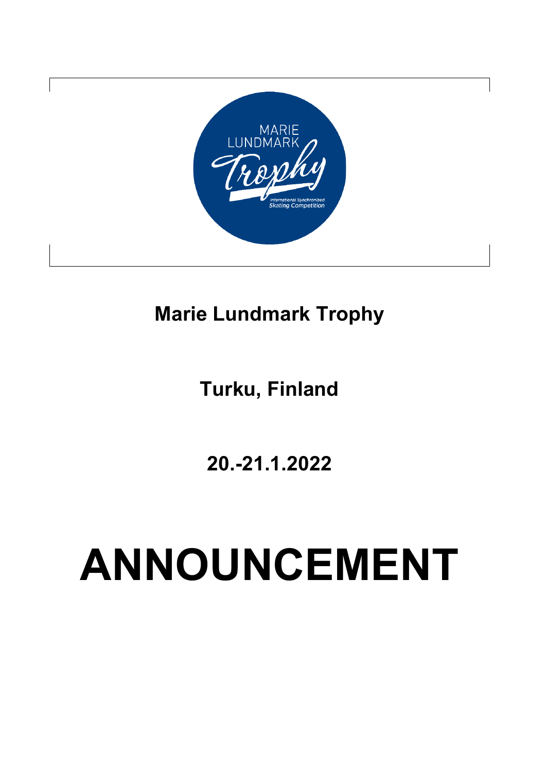MARIE LUNDMARK Trophy

International Synchronized Skating Competition

# Marie Lundmark Trophy

## Turku, Finland

## 20.-21.1.2022

# ANNOUNCEMENT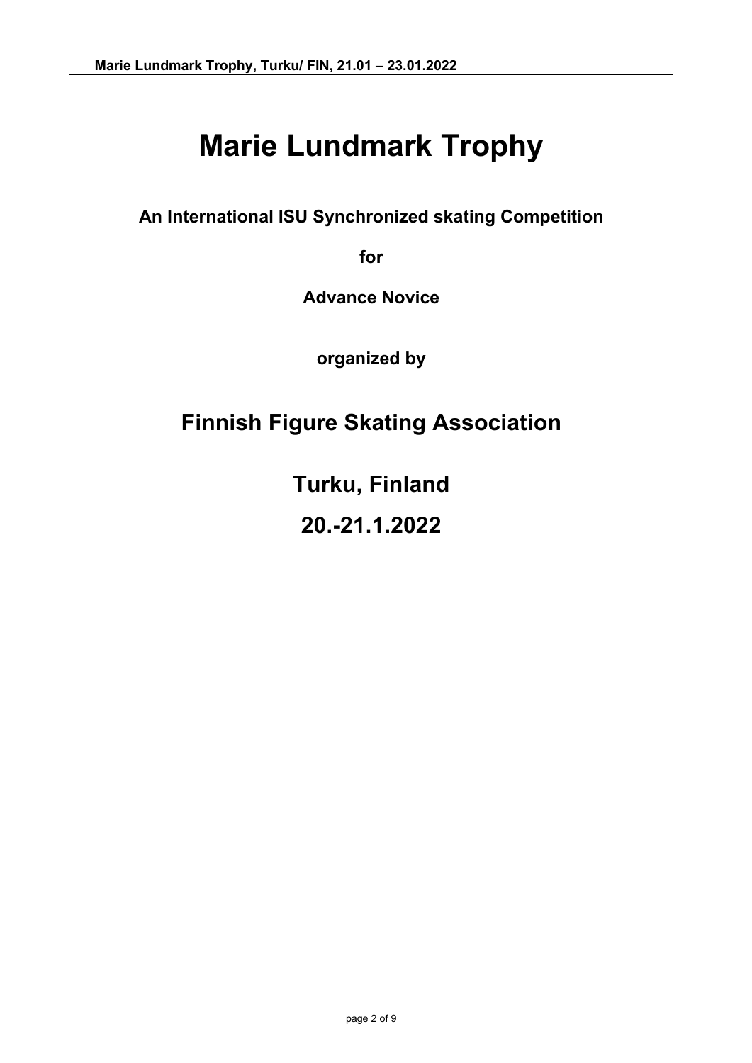# Marie Lundmark Trophy

**An International ISU Synchronized skating Competition**

**for**

**Advance Novice**

**organized by**

## Finnish Figure Skating Association

## Turku, Finland

## 20.-21.1.2022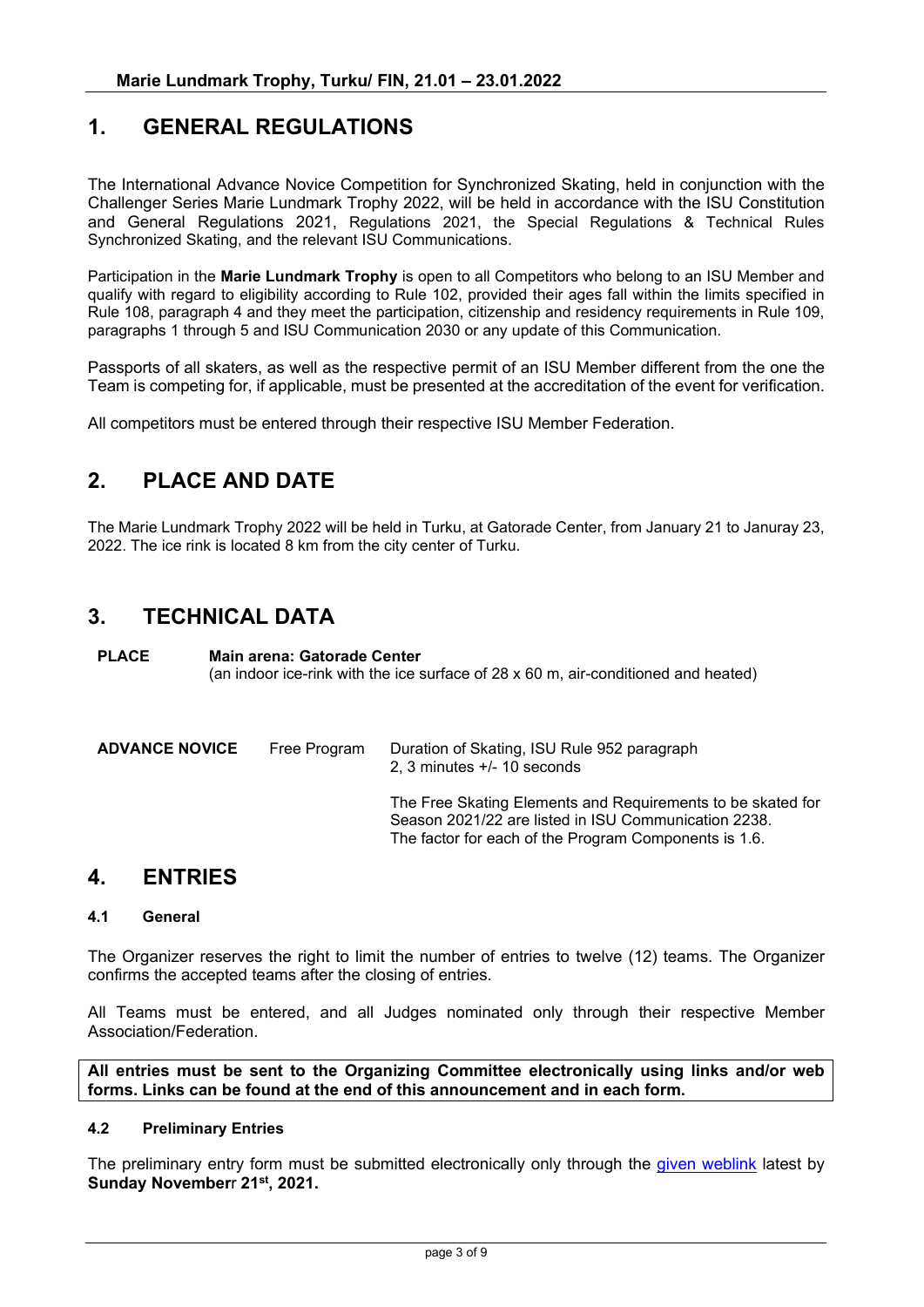## 1. GENERAL REGULATIONS

The International Advance Novice Competition for Synchronized Skating, held in conjunction with the Challenger Series Marie Lundmark Trophy 2022, will be held in accordance with the ISU Constitution and General Regulations 2021, Regulations 2021, the Special Regulations & Technical Rules Synchronized Skating, and the relevant ISU Communications.

Participation in the **Marie Lundmark Trophy** is open to all Competitors who belong to an ISU Member and qualify with regard to eligibility according to Rule 102, provided their ages fall within the limits specified in Rule 108, paragraph 4 and they meet the participation, citizenship and residency requirements in Rule 109, paragraphs 1 through 5 and ISU Communication 2030 or any update of this Communication.

Passports of all skaters, as well as the respective permit of an ISU Member different from the one the Team is competing for, if applicable, must be presented at the accreditation of the event for verification.

All competitors must be entered through their respective ISU Member Federation.

## 2. PLACE AND DATE

The Marie Lundmark Trophy 2022 will be held in Turku, at Gatorade Center, from January 21 to Januray 23, 2022. The ice rink is located 8 km from the city center of Turku.

## 3. TECHNICAL DATA

| | | |
|---|---|---|
| **PLACE** | **Main arena: Gatorade Center**<br>(an indoor ice-rink with the ice surface of 28 x 60 m, air-conditioned and heated) | |
| **ADVANCE NOVICE** | Free Program | Duration of Skating, ISU Rule 952 paragraph 2, 3 minutes +/- 10 seconds<br><br>The Free Skating Elements and Requirements to be skated for Season 2021/22 are listed in ISU Communication 2238. The factor for each of the Program Components is 1.6. |

## 4. ENTRIES

### 4.1 General

The Organizer reserves the right to limit the number of entries to twelve (12) teams. The Organizer confirms the accepted teams after the closing of entries.

All Teams must be entered, and all Judges nominated only through their respective Member Association/Federation.

**All entries must be sent to the Organizing Committee electronically using links and/or web forms. Links can be found at the end of this announcement and in each form.**

### 4.2 Preliminary Entries

The preliminary entry form must be submitted electronically only through the given weblink latest by **Sunday Novemberr 21st, 2021.**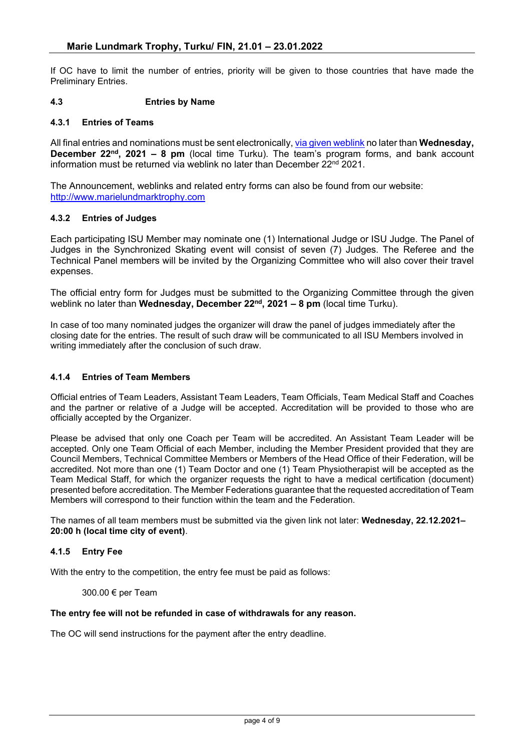If OC have to limit the number of entries, priority will be given to those countries that have made the Preliminary Entries.

### 4.3 Entries by Name

#### 4.3.1 Entries of Teams

All final entries and nominations must be sent electronically, [via given weblink]() no later than **Wednesday, December 22nd, 2021 – 8 pm** (local time Turku). The team's program forms, and bank account information must be returned via weblink no later than December 22nd 2021.

The Announcement, weblinks and related entry forms can also be found from our website: [http://www.marielundmarktrophy.com](http://www.marielundmarktrophy.com)

#### 4.3.2 Entries of Judges

Each participating ISU Member may nominate one (1) International Judge or ISU Judge. The Panel of Judges in the Synchronized Skating event will consist of seven (7) Judges. The Referee and the Technical Panel members will be invited by the Organizing Committee who will also cover their travel expenses.

The official entry form for Judges must be submitted to the Organizing Committee through the given weblink no later than **Wednesday, December 22nd, 2021 – 8 pm** (local time Turku).

In case of too many nominated judges the organizer will draw the panel of judges immediately after the closing date for the entries. The result of such draw will be communicated to all ISU Members involved in writing immediately after the conclusion of such draw.

#### 4.1.4 Entries of Team Members

Official entries of Team Leaders, Assistant Team Leaders, Team Officials, Team Medical Staff and Coaches and the partner or relative of a Judge will be accepted. Accreditation will be provided to those who are officially accepted by the Organizer.

Please be advised that only one Coach per Team will be accredited. An Assistant Team Leader will be accepted. Only one Team Official of each Member, including the Member President provided that they are Council Members, Technical Committee Members or Members of the Head Office of their Federation, will be accredited. Not more than one (1) Team Doctor and one (1) Team Physiotherapist will be accepted as the Team Medical Staff, for which the organizer requests the right to have a medical certification (document) presented before accreditation. The Member Federations guarantee that the requested accreditation of Team Members will correspond to their function within the team and the Federation.

The names of all team members must be submitted via the given link not later: **Wednesday, 22.12.2021– 20:00 h (local time city of event)**.

#### 4.1.5 Entry Fee

With the entry to the competition, the entry fee must be paid as follows:

300.00 € per Team

**The entry fee will not be refunded in case of withdrawals for any reason.**

The OC will send instructions for the payment after the entry deadline.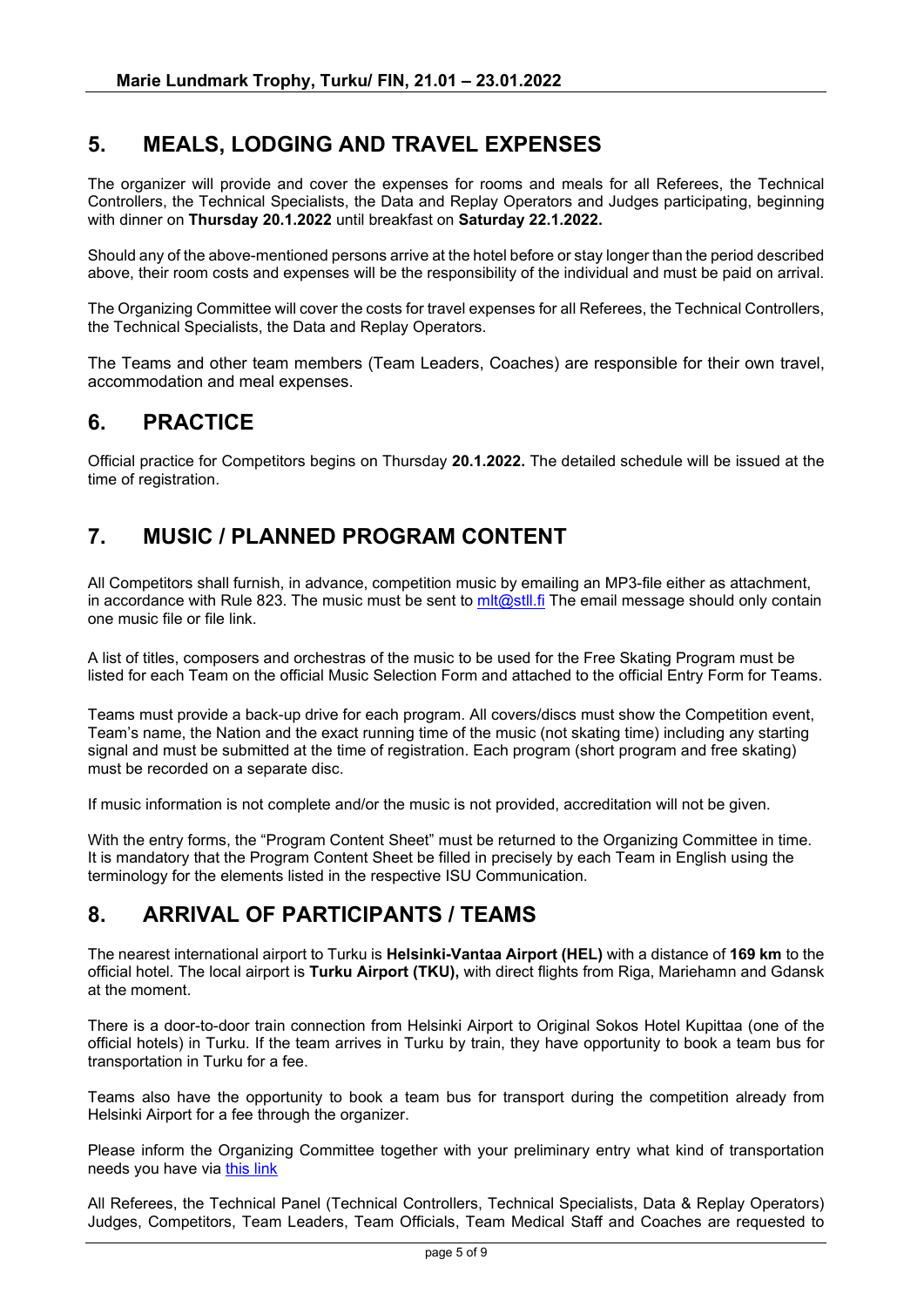## 5. MEALS, LODGING AND TRAVEL EXPENSES

The organizer will provide and cover the expenses for rooms and meals for all Referees, the Technical Controllers, the Technical Specialists, the Data and Replay Operators and Judges participating, beginning with dinner on **Thursday 20.1.2022** until breakfast on **Saturday 22.1.2022.**

Should any of the above-mentioned persons arrive at the hotel before or stay longer than the period described above, their room costs and expenses will be the responsibility of the individual and must be paid on arrival.

The Organizing Committee will cover the costs for travel expenses for all Referees, the Technical Controllers, the Technical Specialists, the Data and Replay Operators.

The Teams and other team members (Team Leaders, Coaches) are responsible for their own travel, accommodation and meal expenses.

## 6. PRACTICE

Official practice for Competitors begins on Thursday **20.1.2022.** The detailed schedule will be issued at the time of registration.

## 7. MUSIC / PLANNED PROGRAM CONTENT

All Competitors shall furnish, in advance, competition music by emailing an MP3-file either as attachment, in accordance with Rule 823. The music must be sent to mlt@stll.fi The email message should only contain one music file or file link.

A list of titles, composers and orchestras of the music to be used for the Free Skating Program must be listed for each Team on the official Music Selection Form and attached to the official Entry Form for Teams.

Teams must provide a back-up drive for each program. All covers/discs must show the Competition event, Team's name, the Nation and the exact running time of the music (not skating time) including any starting signal and must be submitted at the time of registration. Each program (short program and free skating) must be recorded on a separate disc.

If music information is not complete and/or the music is not provided, accreditation will not be given.

With the entry forms, the "Program Content Sheet" must be returned to the Organizing Committee in time. It is mandatory that the Program Content Sheet be filled in precisely by each Team in English using the terminology for the elements listed in the respective ISU Communication.

## 8. ARRIVAL OF PARTICIPANTS / TEAMS

The nearest international airport to Turku is **Helsinki-Vantaa Airport (HEL)** with a distance of **169 km** to the official hotel. The local airport is **Turku Airport (TKU),** with direct flights from Riga, Mariehamn and Gdansk at the moment.

There is a door-to-door train connection from Helsinki Airport to Original Sokos Hotel Kupittaa (one of the official hotels) in Turku. If the team arrives in Turku by train, they have opportunity to book a team bus for transportation in Turku for a fee.

Teams also have the opportunity to book a team bus for transport during the competition already from Helsinki Airport for a fee through the organizer.

Please inform the Organizing Committee together with your preliminary entry what kind of transportation needs you have via this link

All Referees, the Technical Panel (Technical Controllers, Technical Specialists, Data & Replay Operators) Judges, Competitors, Team Leaders, Team Officials, Team Medical Staff and Coaches are requested to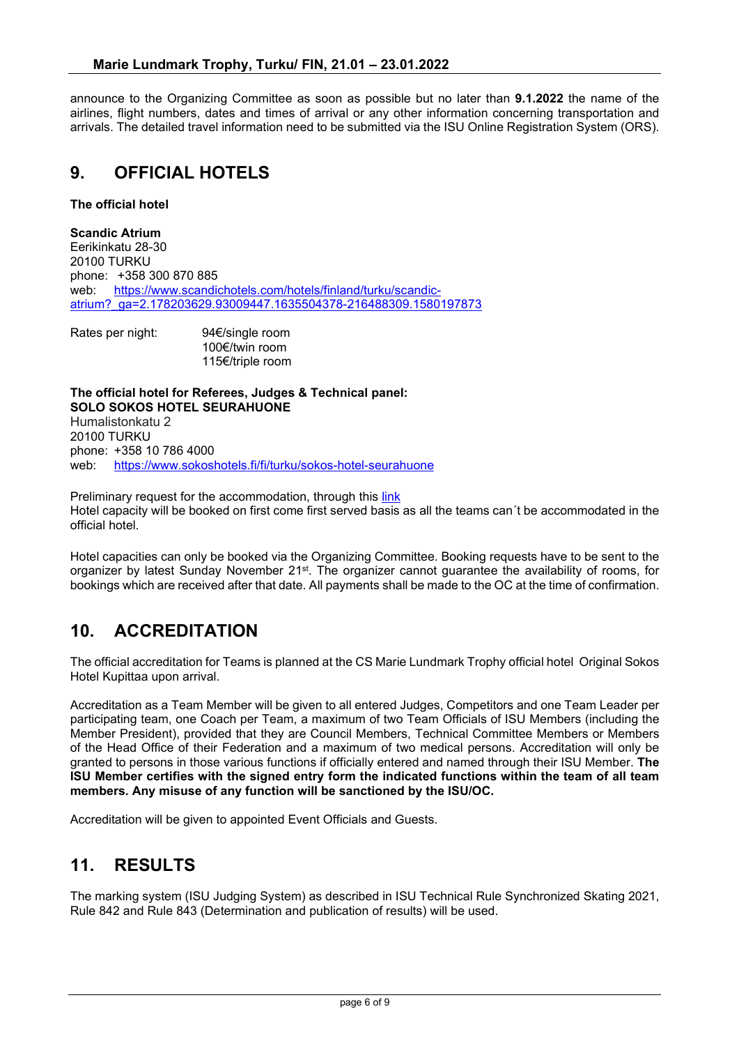announce to the Organizing Committee as soon as possible but no later than **9.1.2022** the name of the airlines, flight numbers, dates and times of arrival or any other information concerning transportation and arrivals. The detailed travel information need to be submitted via the ISU Online Registration System (ORS).

# 9. OFFICIAL HOTELS

**The official hotel**

**Scandic Atrium**
Eerikinkatu 28-30
20100 TURKU
phone: +358 300 870 885
web: https://www.scandichotels.com/hotels/finland/turku/scandic-atrium?_ga=2.178203629.93009447.1635504378-216488309.1580197873

Rates per night: 94€/single room
100€/twin room
115€/triple room

**The official hotel for Referees, Judges & Technical panel:**
**SOLO SOKOS HOTEL SEURAHUONE**
Humalistonkatu 2
20100 TURKU
phone: +358 10 786 4000
web: https://www.sokoshotels.fi/fi/turku/sokos-hotel-seurahuone

Preliminary request for the accommodation, through this link
Hotel capacity will be booked on first come first served basis as all the teams can´t be accommodated in the official hotel.

Hotel capacities can only be booked via the Organizing Committee. Booking requests have to be sent to the organizer by latest Sunday November 21st. The organizer cannot guarantee the availability of rooms, for bookings which are received after that date. All payments shall be made to the OC at the time of confirmation.

# 10. ACCREDITATION

The official accreditation for Teams is planned at the CS Marie Lundmark Trophy official hotel Original Sokos Hotel Kupittaa upon arrival.

Accreditation as a Team Member will be given to all entered Judges, Competitors and one Team Leader per participating team, one Coach per Team, a maximum of two Team Officials of ISU Members (including the Member President), provided that they are Council Members, Technical Committee Members or Members of the Head Office of their Federation and a maximum of two medical persons. Accreditation will only be granted to persons in those various functions if officially entered and named through their ISU Member. **The ISU Member certifies with the signed entry form the indicated functions within the team of all team members. Any misuse of any function will be sanctioned by the ISU/OC.**

Accreditation will be given to appointed Event Officials and Guests.

# 11. RESULTS

The marking system (ISU Judging System) as described in ISU Technical Rule Synchronized Skating 2021, Rule 842 and Rule 843 (Determination and publication of results) will be used.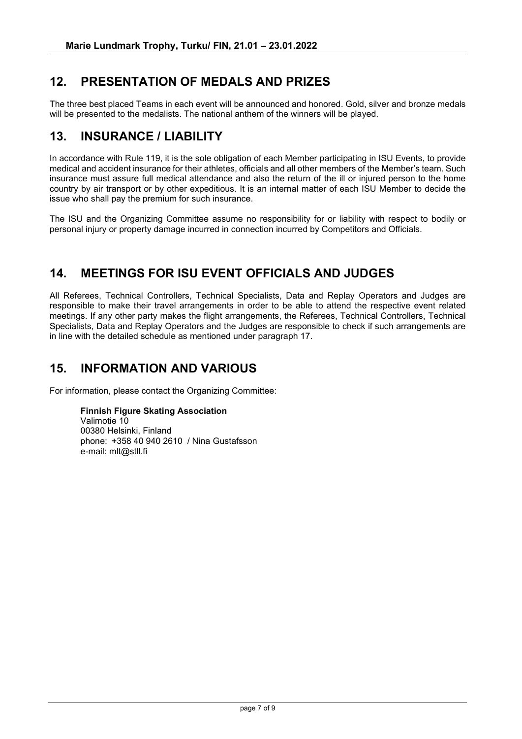## 12. PRESENTATION OF MEDALS AND PRIZES

The three best placed Teams in each event will be announced and honored. Gold, silver and bronze medals will be presented to the medalists. The national anthem of the winners will be played.

## 13. INSURANCE / LIABILITY

In accordance with Rule 119, it is the sole obligation of each Member participating in ISU Events, to provide medical and accident insurance for their athletes, officials and all other members of the Member's team. Such insurance must assure full medical attendance and also the return of the ill or injured person to the home country by air transport or by other expeditious. It is an internal matter of each ISU Member to decide the issue who shall pay the premium for such insurance.

The ISU and the Organizing Committee assume no responsibility for or liability with respect to bodily or personal injury or property damage incurred in connection incurred by Competitors and Officials.

## 14. MEETINGS FOR ISU EVENT OFFICIALS AND JUDGES

All Referees, Technical Controllers, Technical Specialists, Data and Replay Operators and Judges are responsible to make their travel arrangements in order to be able to attend the respective event related meetings. If any other party makes the flight arrangements, the Referees, Technical Controllers, Technical Specialists, Data and Replay Operators and the Judges are responsible to check if such arrangements are in line with the detailed schedule as mentioned under paragraph 17.

## 15. INFORMATION AND VARIOUS

For information, please contact the Organizing Committee:

**Finnish Figure Skating Association**
Valimotie 10
00380 Helsinki, Finland
phone: +358 40 940 2610 / Nina Gustafsson
e-mail: mlt@stll.fi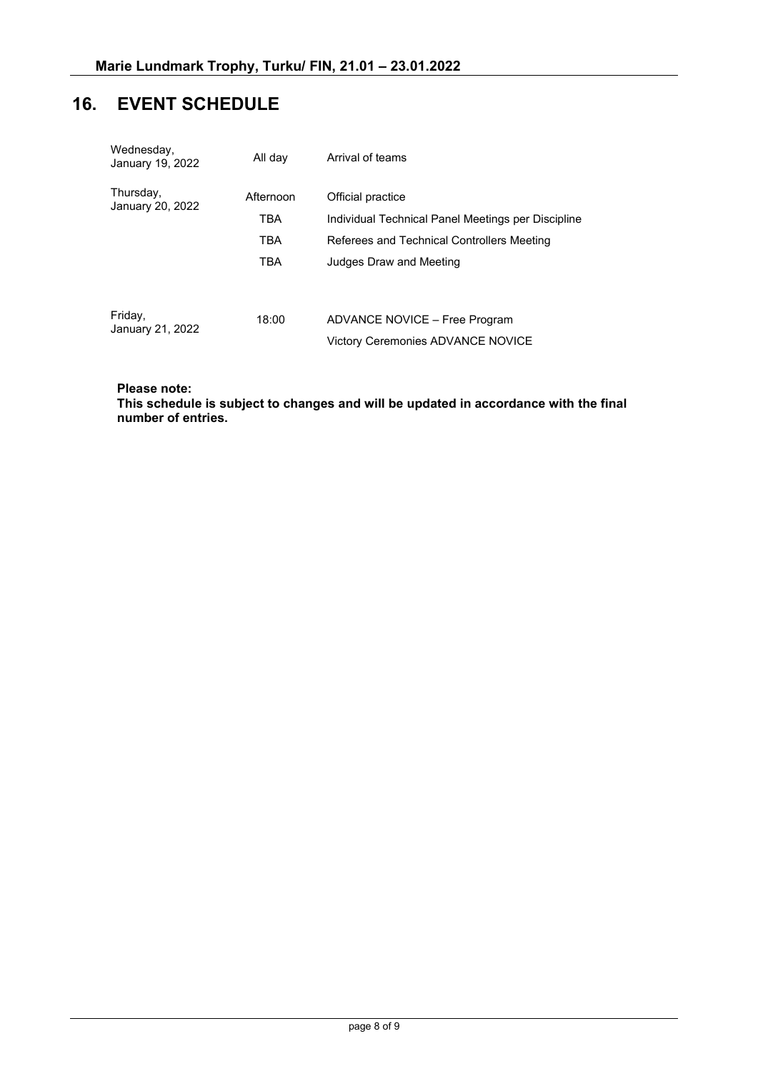## 16. EVENT SCHEDULE

| | | |
|---|---|---|
| Wednesday, January 19, 2022 | All day | Arrival of teams |
| Thursday, January 20, 2022 | Afternoon | Official practice |
| | TBA | Individual Technical Panel Meetings per Discipline |
| | TBA | Referees and Technical Controllers Meeting |
| | TBA | Judges Draw and Meeting |
| Friday, January 21, 2022 | 18:00 | ADVANCE NOVICE – Free Program |
| | | Victory Ceremonies ADVANCE NOVICE |

**Please note:**
**This schedule is subject to changes and will be updated in accordance with the final number of entries.**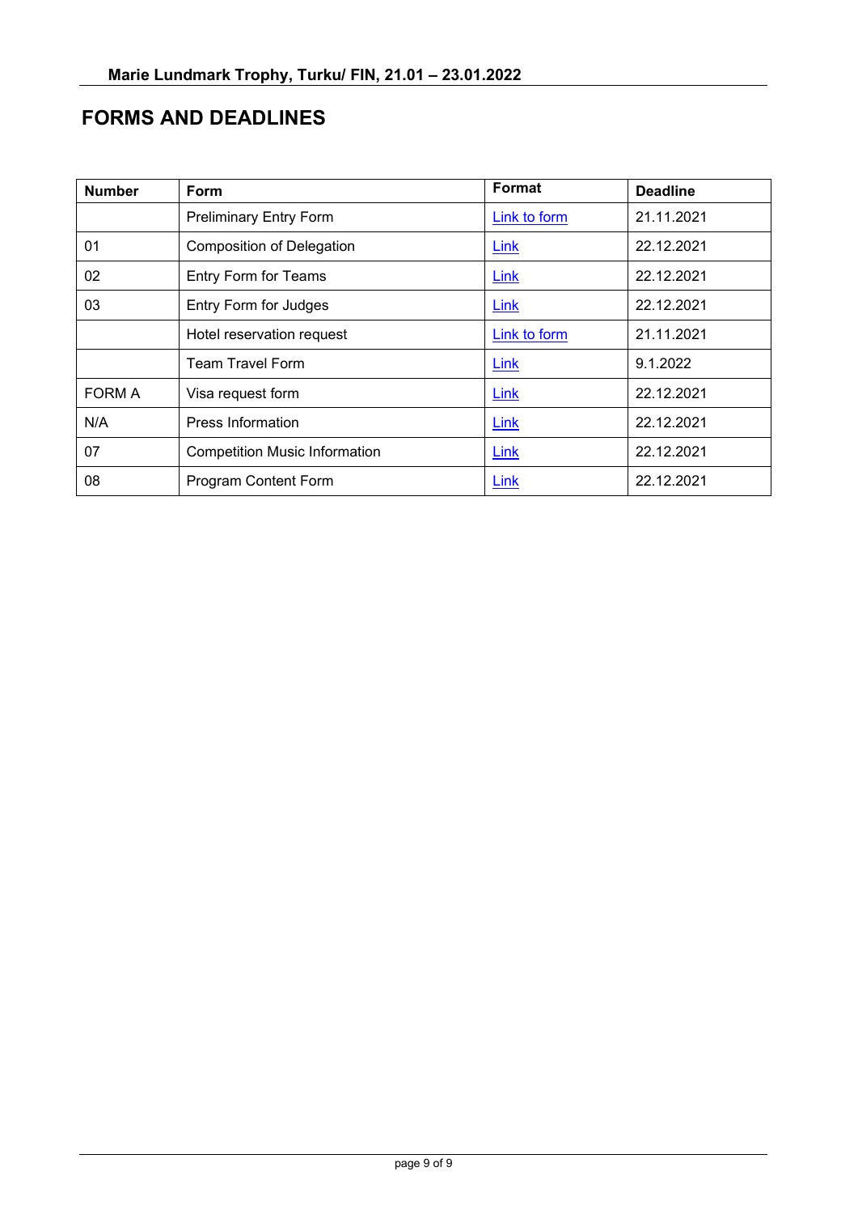# FORMS AND DEADLINES

| Number | Form | Format | Deadline |
|---|---|---|---|
| | Preliminary Entry Form | Link to form | 21.11.2021 |
| 01 | Composition of Delegation | Link | 22.12.2021 |
| 02 | Entry Form for Teams | Link | 22.12.2021 |
| 03 | Entry Form for Judges | Link | 22.12.2021 |
| | Hotel reservation request | Link to form | 21.11.2021 |
| | Team Travel Form | Link | 9.1.2022 |
| FORM A | Visa request form | Link | 22.12.2021 |
| N/A | Press Information | Link | 22.12.2021 |
| 07 | Competition Music Information | Link | 22.12.2021 |
| 08 | Program Content Form | Link | 22.12.2021 |